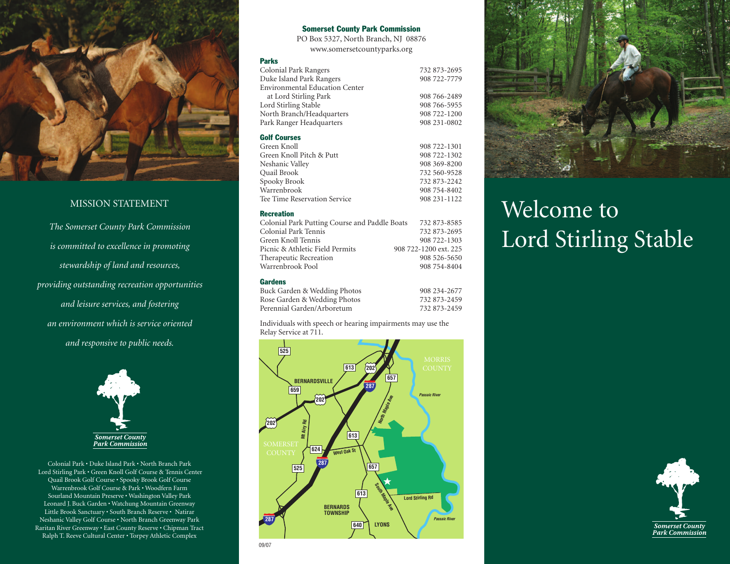## MISSION STATEMENT

*The Somerset County Park Commission is committed to excellence in promoting stewardship of land and resources, providing outstanding recreation opportunities and leisure services, and fostering an environment which is service oriented and responsive to public needs.*

Somerset County Park Commission

Colonial Park • Duke Island Park • North Branch Park
Lord Stirling Park • Green Knoll Golf Course & Tennis Center
Quail Brook Golf Course • Spooky Brook Golf Course
Warrenbrook Golf Course & Park • Woodfern Farm
Sourland Mountain Preserve • Washington Valley Park
Leonard J. Buck Garden • Watchung Mountain Greenway
Little Brook Sanctuary • South Branch Reserve • Natirar
Neshanic Valley Golf Course • North Branch Greenway Park
Raritan River Greenway • East County Reserve • Chipman Tract
Ralph T. Reeve Cultural Center • Torpey Athletic Complex

**Somerset County Park Commission**
PO Box 5327, North Branch, NJ 08876
www.somersetcountyparks.org

**Parks**

| | |
|---|---|
| Colonial Park Rangers | 732 873-2695 |
| Duke Island Park Rangers | 908 722-7779 |
| Environmental Education Center at Lord Stirling Park | 908 766-2489 |
| Lord Stirling Stable | 908 766-5955 |
| North Branch/Headquarters | 908 722-1200 |
| Park Ranger Headquarters | 908 231-0802 |

**Golf Courses**

| | |
|---|---|
| Green Knoll | 908 722-1301 |
| Green Knoll Pitch & Putt | 908 722-1302 |
| Neshanic Valley | 908 369-8200 |
| Quail Brook | 732 560-9528 |
| Spooky Brook | 732 873-2242 |
| Warrenbrook | 908 754-8402 |
| Tee Time Reservation Service | 908 231-1122 |

**Recreation**

| | |
|---|---|
| Colonial Park Putting Course and Paddle Boats | 732 873-8585 |
| Colonial Park Tennis | 732 873-2695 |
| Green Knoll Tennis | 908 722-1303 |
| Picnic & Athletic Field Permits | 908 722-1200 ext. 225 |
| Therapeutic Recreation | 908 526-5650 |
| Warrenbrook Pool | 908 754-8404 |

**Gardens**

| | |
|---|---|
| Buck Garden & Wedding Photos | 908 234-2677 |
| Rose Garden & Wedding Photos | 732 873-2459 |
| Perennial Garden/Arboretum | 732 873-2459 |

Individuals with speech or hearing impairments may use the Relay Service at 711.

09/07

# Welcome to Lord Stirling Stable

Somerset County Park Commission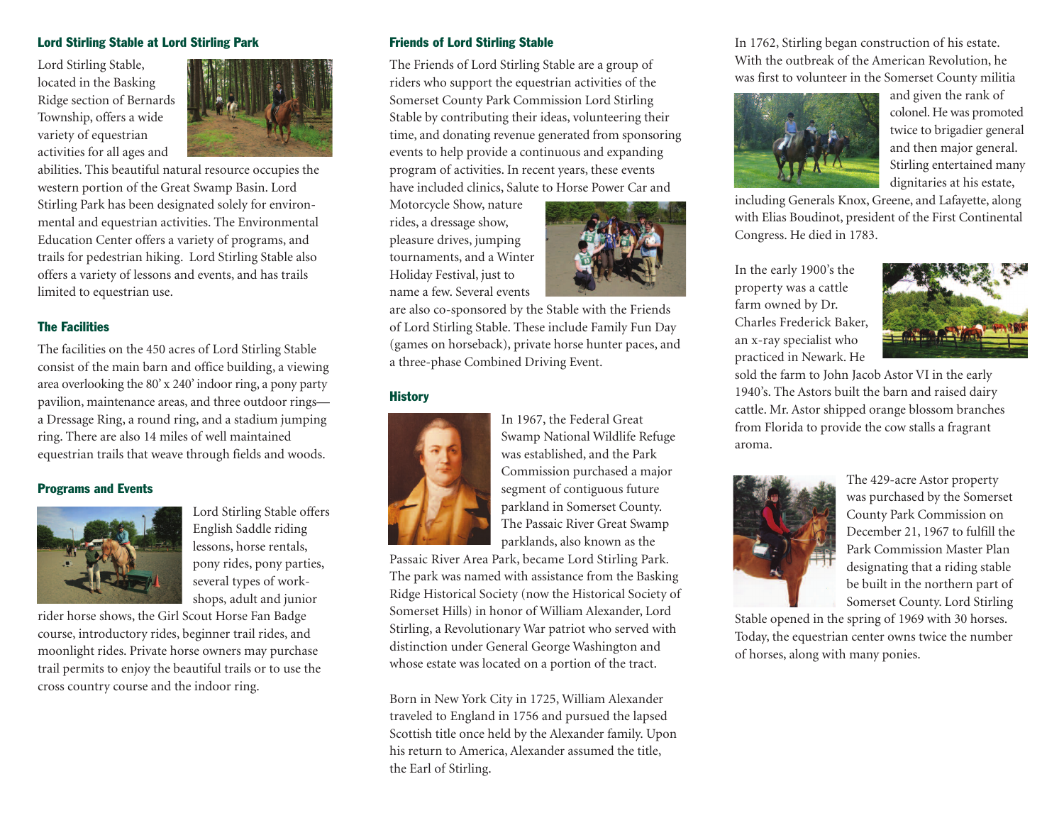### Lord Stirling Stable at Lord Stirling Park

Lord Stirling Stable, located in the Basking Ridge section of Bernards Township, offers a wide variety of equestrian activities for all ages and abilities. This beautiful natural resource occupies the western portion of the Great Swamp Basin. Lord Stirling Park has been designated solely for environmental and equestrian activities. The Environmental Education Center offers a variety of programs, and trails for pedestrian hiking. Lord Stirling Stable also offers a variety of lessons and events, and has trails limited to equestrian use.

### The Facilities

The facilities on the 450 acres of Lord Stirling Stable consist of the main barn and office building, a viewing area overlooking the 80' x 240' indoor ring, a pony party pavilion, maintenance areas, and three outdoor rings—a Dressage Ring, a round ring, and a stadium jumping ring. There are also 14 miles of well maintained equestrian trails that weave through fields and woods.

### Programs and Events

Lord Stirling Stable offers English Saddle riding lessons, horse rentals, pony rides, pony parties, several types of workshops, adult and junior rider horse shows, the Girl Scout Horse Fan Badge course, introductory rides, beginner trail rides, and moonlight rides. Private horse owners may purchase trail permits to enjoy the beautiful trails or to use the cross country course and the indoor ring.

### Friends of Lord Stirling Stable

The Friends of Lord Stirling Stable are a group of riders who support the equestrian activities of the Somerset County Park Commission Lord Stirling Stable by contributing their ideas, volunteering their time, and donating revenue generated from sponsoring events to help provide a continuous and expanding program of activities. In recent years, these events have included clinics, Salute to Horse Power Car and Motorcycle Show, nature rides, a dressage show, pleasure drives, jumping tournaments, and a Winter Holiday Festival, just to name a few. Several events are also co-sponsored by the Stable with the Friends of Lord Stirling Stable. These include Family Fun Day (games on horseback), private horse hunter paces, and a three-phase Combined Driving Event.

### History

In 1967, the Federal Great Swamp National Wildlife Refuge was established, and the Park Commission purchased a major segment of contiguous future parkland in Somerset County. The Passaic River Great Swamp parklands, also known as the Passaic River Area Park, became Lord Stirling Park. The park was named with assistance from the Basking Ridge Historical Society (now the Historical Society of Somerset Hills) in honor of William Alexander, Lord Stirling, a Revolutionary War patriot who served with distinction under General George Washington and whose estate was located on a portion of the tract.

Born in New York City in 1725, William Alexander traveled to England in 1756 and pursued the lapsed Scottish title once held by the Alexander family. Upon his return to America, Alexander assumed the title, the Earl of Stirling.

In 1762, Stirling began construction of his estate. With the outbreak of the American Revolution, he was first to volunteer in the Somerset County militia and given the rank of colonel. He was promoted twice to brigadier general and then major general. Stirling entertained many dignitaries at his estate, including Generals Knox, Greene, and Lafayette, along with Elias Boudinot, president of the First Continental Congress. He died in 1783.

In the early 1900's the property was a cattle farm owned by Dr. Charles Frederick Baker, an x-ray specialist who practiced in Newark. He sold the farm to John Jacob Astor VI in the early 1940's. The Astors built the barn and raised dairy cattle. Mr. Astor shipped orange blossom branches from Florida to provide the cow stalls a fragrant aroma.

The 429-acre Astor property was purchased by the Somerset County Park Commission on December 21, 1967 to fulfill the Park Commission Master Plan designating that a riding stable be built in the northern part of Somerset County. Lord Stirling Stable opened in the spring of 1969 with 30 horses. Today, the equestrian center owns twice the number of horses, along with many ponies.